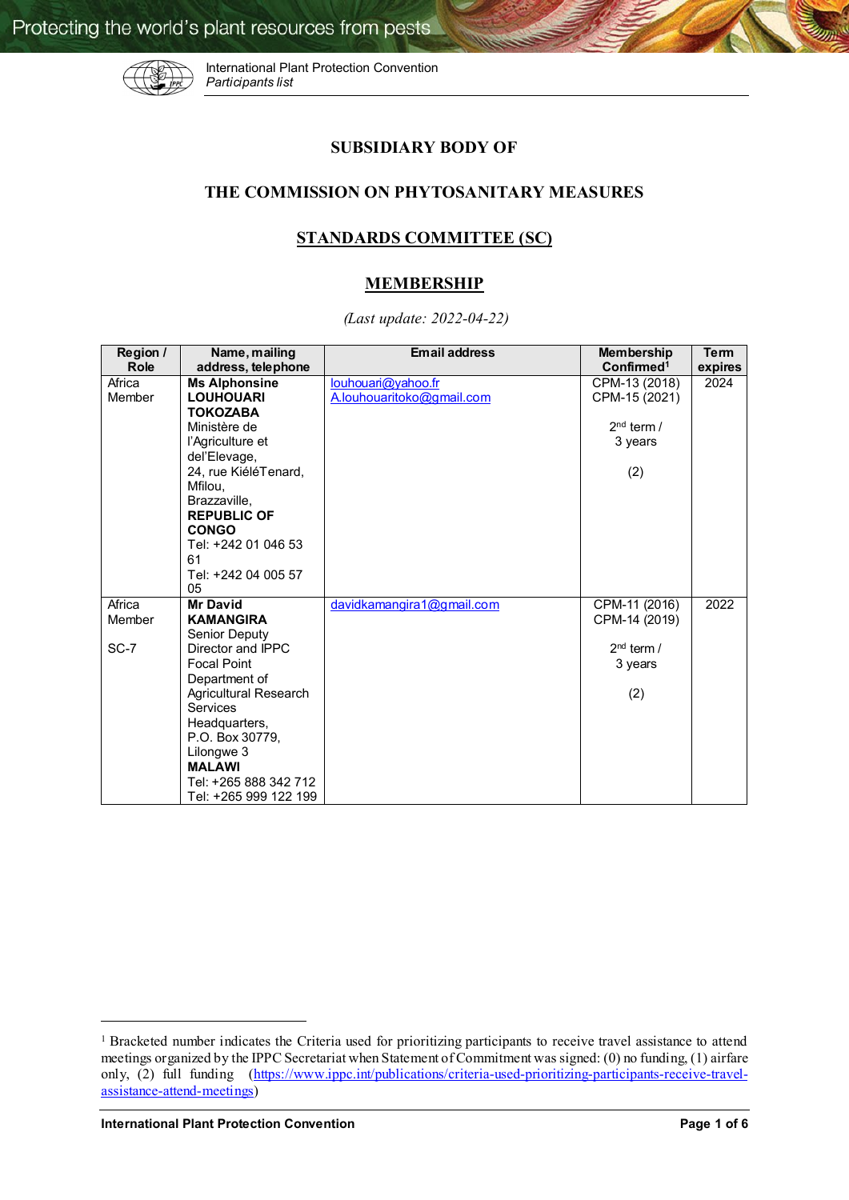# SUBSIDIARY BODY OF

# THE COMMISSION ON PHYTOSANITARY MEASURES

## STANDARDS COMMITTEE (SC)

## MEMBERSHIP

*(Last update: 2022-04-22)*

| Region / Role | Name, mailing address, telephone | Email address | Membership Confirmed[1] | Term expires |
|---|---|---|---|---|
| Africa Member | **Ms Alphonsine LOUHOUARI TOKOZABA** Ministère de l'Agriculture et del'Elevage, 24, rue KiéléTenard, Mfilou, Brazzaville, **REPUBLIC OF CONGO** Tel: +242 01 046 53 61 Tel: +242 04 005 57 05 | louhouari@yahoo.fr A.louhouaritoko@gmail.com | CPM-13 (2018) CPM-15 (2021) 2nd term / 3 years (2) | 2024 |
| Africa Member SC-7 | **Mr David KAMANGIRA** Senior Deputy Director and IPPC Focal Point Department of Agricultural Research Services Headquarters, P.O. Box 30779, Lilongwe 3 **MALAWI** Tel: +265 888 342 712 Tel: +265 999 122 199 | davidkamangira1@gmail.com | CPM-11 (2016) CPM-14 (2019) 2nd term / 3 years (2) | 2022 |

[1] Bracketed number indicates the Criteria used for prioritizing participants to receive travel assistance to attend meetings organized by the IPPC Secretariat when Statement of Commitment was signed: (0) no funding, (1) airfare only, (2) full funding (https://www.ippc.int/publications/criteria-used-prioritizing-participants-receive-travel-assistance-attend-meetings)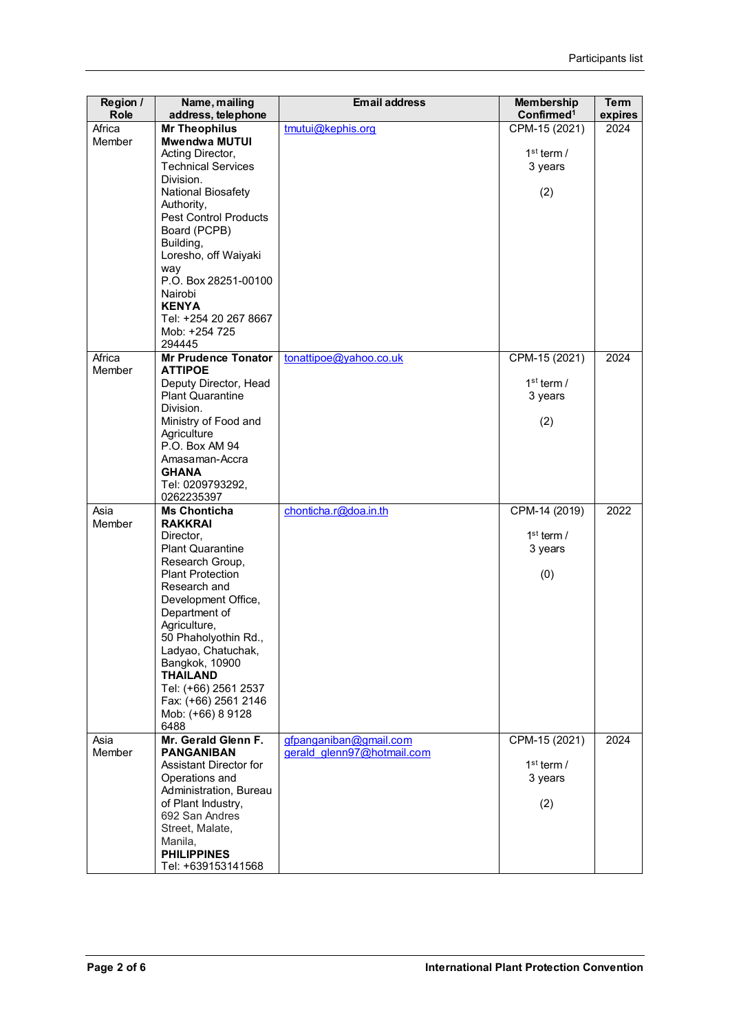| Region / Role | Name, mailing address, telephone | Email address | Membership Confirmed[1] | Term expires |
|---|---|---|---|---|
| Africa Member | **Mr Theophilus Mwendwa MUTUI** Acting Director, Technical Services Division. National Biosafety Authority, Pest Control Products Board (PCPB) Building, Loresho, off Waiyaki way P.O. Box 28251-00100 Nairobi **KENYA** Tel: +254 20 267 8667 Mob: +254 725 294445 | tmutui@kephis.org | CPM-15 (2021) 1st term / 3 years (2) | 2024 |
| Africa Member | **Mr Prudence Tonator ATTIPOE** Deputy Director, Head Plant Quarantine Division. Ministry of Food and Agriculture P.O. Box AM 94 Amasaman-Accra **GHANA** Tel: 0209793292, 0262235397 | tonattipoe@yahoo.co.uk | CPM-15 (2021) 1st term / 3 years (2) | 2024 |
| Asia Member | **Ms Chonticha RAKKRAI** Director, Plant Quarantine Research Group, Plant Protection Research and Development Office, Department of Agriculture, 50 Phaholyothin Rd., Ladyao, Chatuchak, Bangkok, 10900 **THAILAND** Tel: (+66) 2561 2537 Fax: (+66) 2561 2146 Mob: (+66) 8 9128 6488 | chonticha.r@doa.in.th | CPM-14 (2019) 1st term / 3 years (0) | 2022 |
| Asia Member | **Mr. Gerald Glenn F. PANGANIBAN** Assistant Director for Operations and Administration, Bureau of Plant Industry, 692 San Andres Street, Malate, Manila, **PHILIPPINES** Tel: +639153141568 | gfpanganiban@gmail.com gerald_glenn97@hotmail.com | CPM-15 (2021) 1st term / 3 years (2) | 2024 |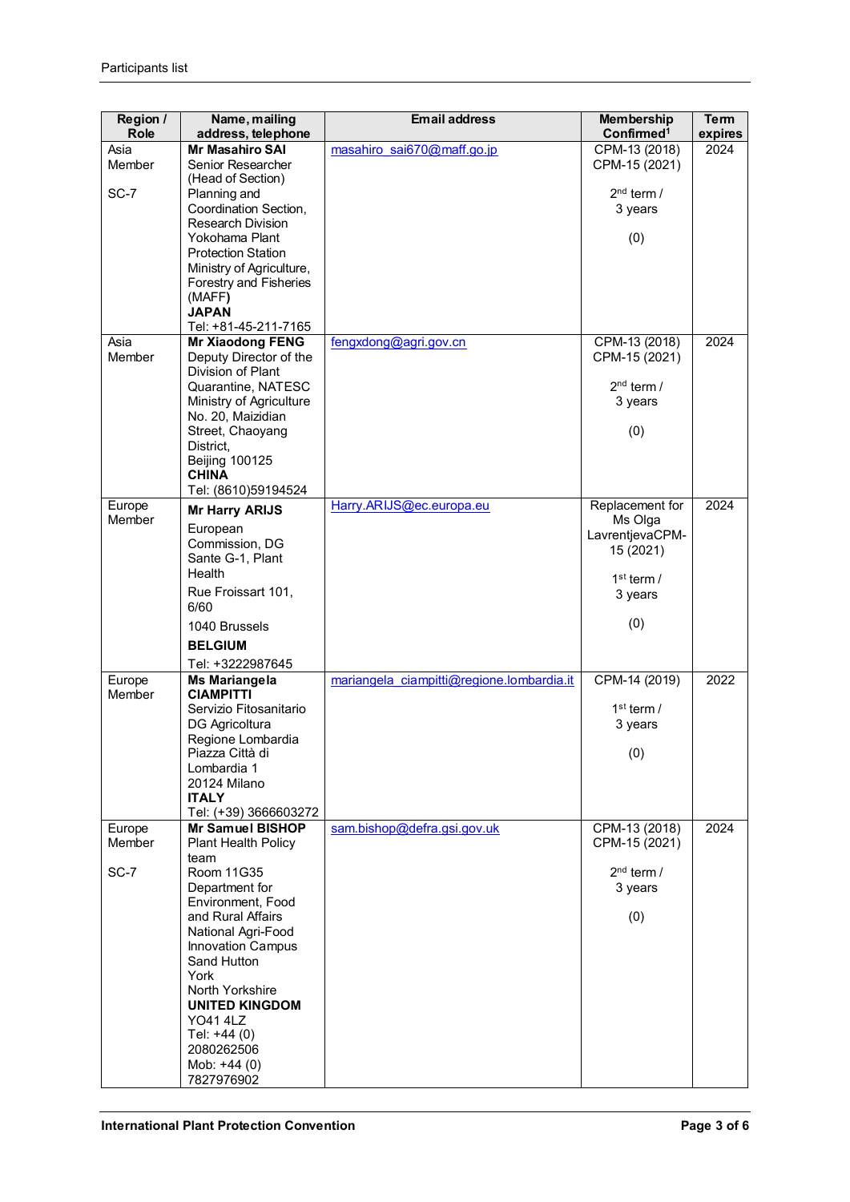| Region / Role | Name, mailing address, telephone | Email address | Membership Confirmed[1] | Term expires |
|---|---|---|---|---|
| Asia Member<br><br>SC-7 | **Mr Masahiro SAI**<br>Senior Researcher (Head of Section)<br>Planning and Coordination Section, Research Division<br>Yokohama Plant Protection Station<br>Ministry of Agriculture, Forestry and Fisheries (MAFF)<br>**JAPAN**<br>Tel: +81-45-211-7165 | masahiro_sai670@maff.go.jp | CPM-13 (2018)<br>CPM-15 (2021)<br><br>2nd term / 3 years<br><br>(0) | 2024 |
| Asia Member | **Mr Xiaodong FENG**<br>Deputy Director of the Division of Plant Quarantine, NATESC<br>Ministry of Agriculture<br>No. 20, Maizidian Street, Chaoyang District,<br>Beijing 100125<br>**CHINA**<br>Tel: (8610)59194524 | fengxdong@agri.gov.cn | CPM-13 (2018)<br>CPM-15 (2021)<br><br>2nd term / 3 years<br><br>(0) | 2024 |
| Europe Member | **Mr Harry ARIJS**<br>European Commission, DG Sante G-1, Plant Health<br>Rue Froissart 101, 6/60<br>1040 Brussels<br>**BELGIUM**<br>Tel: +3222987645 | Harry.ARIJS@ec.europa.eu | Replacement for Ms Olga LavrentjevaCPM-15 (2021)<br><br>1st term / 3 years<br><br>(0) | 2024 |
| Europe Member | **Ms Mariangela CIAMPITTI**<br>Servizio Fitosanitario<br>DG Agricoltura<br>Regione Lombardia<br>Piazza Città di Lombardia 1<br>20124 Milano<br>**ITALY**<br>Tel: (+39) 3666603272 | mariangela_ciampitti@regione.lombardia.it | CPM-14 (2019)<br><br>1st term / 3 years<br><br>(0) | 2022 |
| Europe Member<br><br>SC-7 | **Mr Samuel BISHOP**<br>Plant Health Policy team<br>Room 11G35<br>Department for Environment, Food and Rural Affairs<br>National Agri-Food Innovation Campus<br>Sand Hutton<br>York<br>North Yorkshire<br>**UNITED KINGDOM**<br>YO41 4LZ<br>Tel: +44 (0) 2080262506<br>Mob: +44 (0) 7827976902 | sam.bishop@defra.gsi.gov.uk | CPM-13 (2018)<br>CPM-15 (2021)<br><br>2nd term / 3 years<br><br>(0) | 2024 |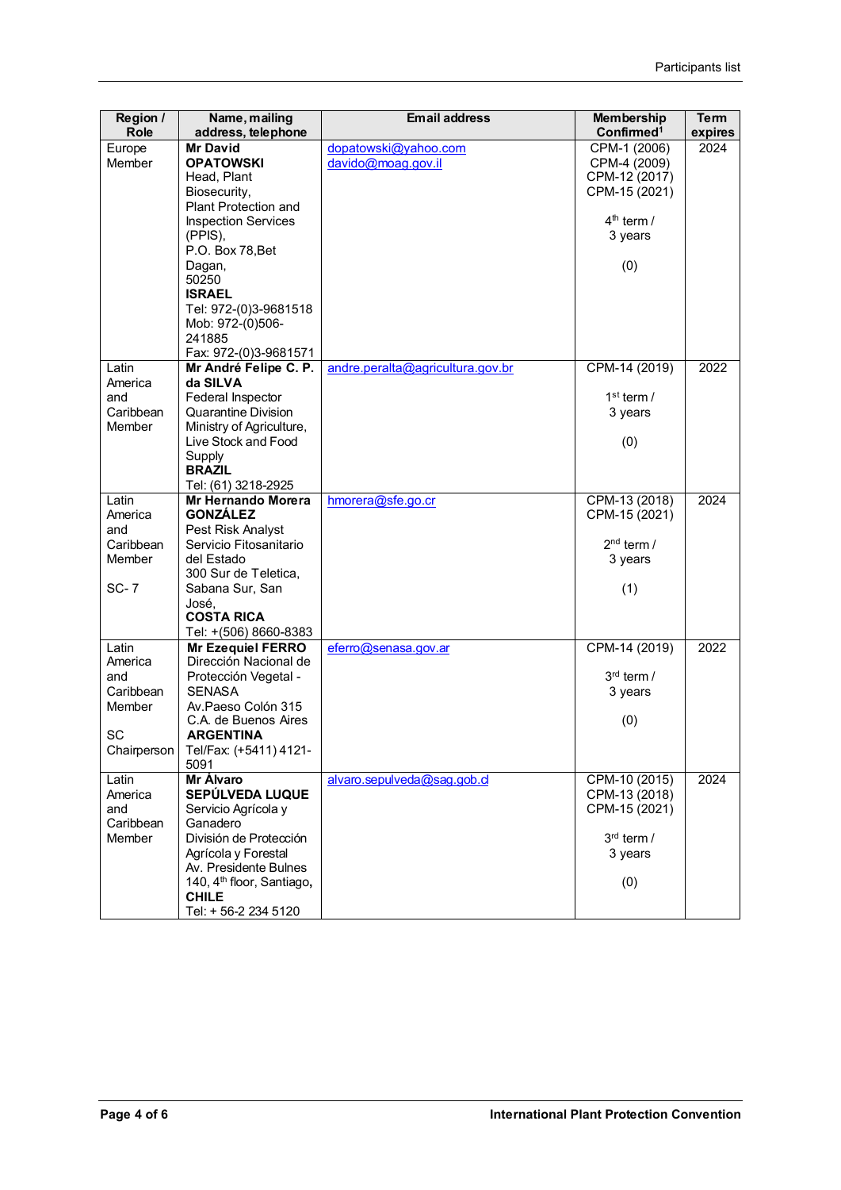| Region / Role | Name, mailing address, telephone | Email address | Membership Confirmed[1] | Term expires |
|---|---|---|---|---|
| Europe Member | **Mr David OPATOWSKI** Head, Plant Biosecurity, Plant Protection and Inspection Services (PPIS), P.O. Box 78,Bet Dagan, 50250 **ISRAEL** Tel: 972-(0)3-9681518 Mob: 972-(0)506-241885 Fax: 972-(0)3-9681571 | dopatowski@yahoo.com davido@moag.gov.il | CPM-1 (2006) CPM-4 (2009) CPM-12 (2017) CPM-15 (2021) 4th term / 3 years (0) | 2024 |
| Latin America and Caribbean Member | **Mr André Felipe C. P. da SILVA** Federal Inspector Quarantine Division Ministry of Agriculture, Live Stock and Food Supply **BRAZIL** Tel: (61) 3218-2925 | andre.peralta@agricultura.gov.br | CPM-14 (2019) 1st term / 3 years (0) | 2022 |
| Latin America and Caribbean Member SC- 7 | **Mr Hernando Morera GONZÁLEZ** Pest Risk Analyst Servicio Fitosanitario del Estado 300 Sur de Teletica, Sabana Sur, San José, **COSTA RICA** Tel: +(506) 8660-8383 | hmorera@sfe.go.cr | CPM-13 (2018) CPM-15 (2021) 2nd term / 3 years (1) | 2024 |
| Latin America and Caribbean Member SC Chairperson | **Mr Ezequiel FERRO** Dirección Nacional de Protección Vegetal - SENASA Av.Paeso Colón 315 C.A. de Buenos Aires **ARGENTINA** Tel/Fax: (+5411) 4121-5091 | eferro@senasa.gov.ar | CPM-14 (2019) 3rd term / 3 years (0) | 2022 |
| Latin America and Caribbean Member | **Mr Álvaro SEPÚLVEDA LUQUE** Servicio Agrícola y Ganadero División de Protección Agrícola y Forestal Av. Presidente Bulnes 140, 4th floor, Santiago, **CHILE** Tel: + 56-2 234 5120 | alvaro.sepulveda@sag.gob.cl | CPM-10 (2015) CPM-13 (2018) CPM-15 (2021) 3rd term / 3 years (0) | 2024 |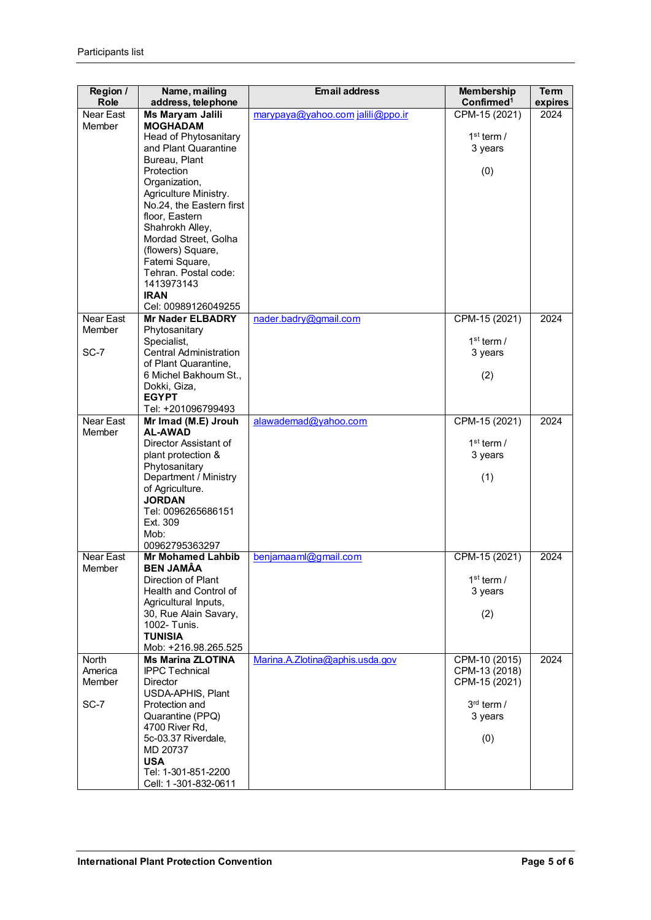| Region / Role | Name, mailing address, telephone | Email address | Membership Confirmed[1] | Term expires |
|---|---|---|---|---|
| Near East Member | **Ms Maryam Jalili MOGHADAM** Head of Phytosanitary and Plant Quarantine Bureau, Plant Protection Organization, Agriculture Ministry. No.24, the Eastern first floor, Eastern Shahrokh Alley, Mordad Street, Golha (flowers) Square, Fatemi Square, Tehran. Postal code: 1413973143 **IRAN** Cel: 00989126049255 | marypaya@yahoo.com jalili@ppo.ir | CPM-15 (2021) 1st term / 3 years (0) | 2024 |
| Near East Member SC-7 | **Mr Nader ELBADRY** Phytosanitary Specialist, Central Administration of Plant Quarantine, 6 Michel Bakhoum St., Dokki, Giza, **EGYPT** Tel: +201096799493 | nader.badry@gmail.com | CPM-15 (2021) 1st term / 3 years (2) | 2024 |
| Near East Member | **Mr Imad (M.E) Jrouh AL-AWAD** Director Assistant of plant protection & Phytosanitary Department / Ministry of Agriculture. **JORDAN** Tel: 0096265686151 Ext. 309 Mob: 00962795363297 | alawademad@yahoo.com | CPM-15 (2021) 1st term / 3 years (1) | 2024 |
| Near East Member | **Mr Mohamed Lahbib BEN JAMÂA** Direction of Plant Health and Control of Agricultural Inputs, 30, Rue Alain Savary, 1002- Tunis. **TUNISIA** Mob: +216.98.265.525 | benjamaaml@gmail.com | CPM-15 (2021) 1st term / 3 years (2) | 2024 |
| North America Member SC-7 | **Ms Marina ZLOTINA** IPPC Technical Director USDA-APHIS, Plant Protection and Quarantine (PPQ) 4700 River Rd, 5c-03.37 Riverdale, MD 20737 **USA** Tel: 1-301-851-2200 Cell: 1 -301-832-0611 | Marina.A.Zlotina@aphis.usda.gov | CPM-10 (2015) CPM-13 (2018) CPM-15 (2021) 3rd term / 3 years (0) | 2024 |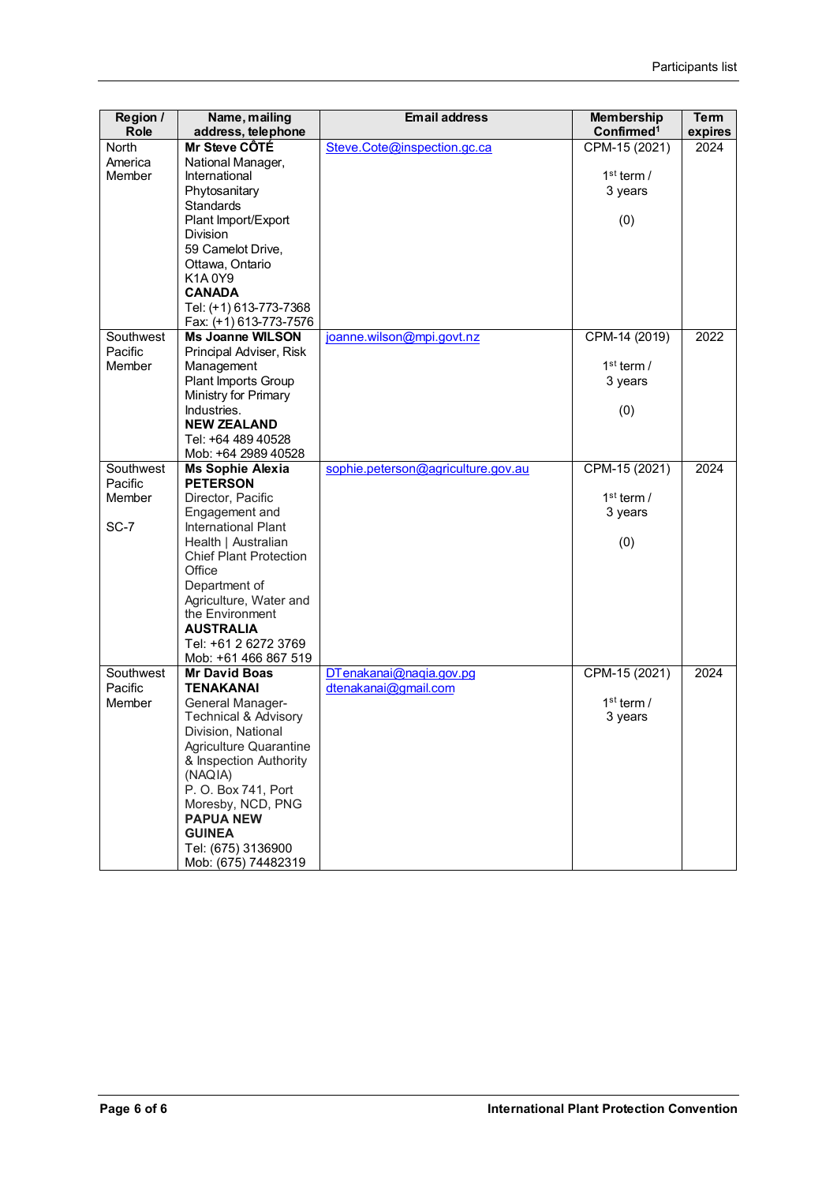| Region / Role | Name, mailing address, telephone | Email address | Membership Confirmed[1] | Term expires |
|---|---|---|---|---|
| North America Member | **Mr Steve CÔTÉ** National Manager, International Phytosanitary Standards Plant Import/Export Division 59 Camelot Drive, Ottawa, Ontario K1A 0Y9 **CANADA** Tel: (+1) 613-773-7368 Fax: (+1) 613-773-7576 | Steve.Cote@inspection.gc.ca | CPM-15 (2021) 1st term / 3 years (0) | 2024 |
| Southwest Pacific Member | **Ms Joanne WILSON** Principal Adviser, Risk Management Plant Imports Group Ministry for Primary Industries. **NEW ZEALAND** Tel: +64 489 40528 Mob: +64 2989 40528 | joanne.wilson@mpi.govt.nz | CPM-14 (2019) 1st term / 3 years (0) | 2022 |
| Southwest Pacific Member SC-7 | **Ms Sophie Alexia PETERSON** Director, Pacific Engagement and International Plant Health \| Australian Chief Plant Protection Office Department of Agriculture, Water and the Environment **AUSTRALIA** Tel: +61 2 6272 3769 Mob: +61 466 867 519 | sophie.peterson@agriculture.gov.au | CPM-15 (2021) 1st term / 3 years (0) | 2024 |
| Southwest Pacific Member | **Mr David Boas TENAKANAI** General Manager- Technical & Advisory Division, National Agriculture Quarantine & Inspection Authority (NAQIA) P. O. Box 741, Port Moresby, NCD, PNG **PAPUA NEW GUINEA** Tel: (675) 3136900 Mob: (675) 74482319 | DTenakanai@naqia.gov.pg dtenakanai@gmail.com | CPM-15 (2021) 1st term / 3 years | 2024 |